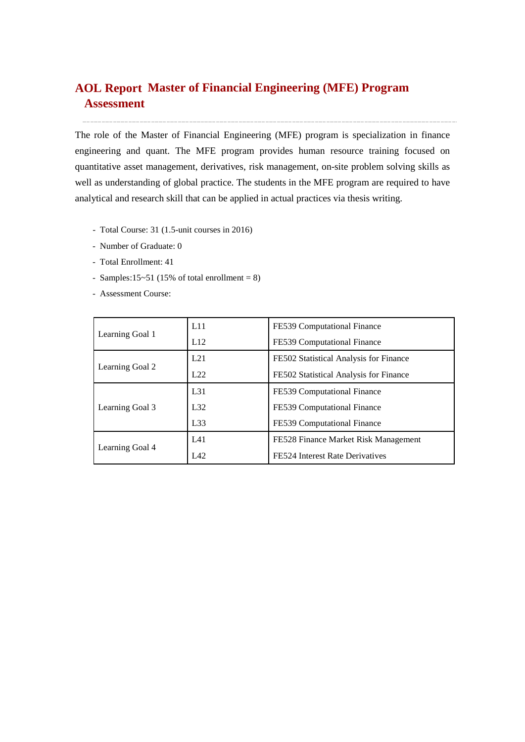# AOL Report Master of Financial Engineering (MFE) Program Assessment

The role of the Master of Financial Engineering (MFE) program is specialization in finance engineering and quant. The MFE program provides human resource training focused on quantitative asset management, derivatives, risk management, on-site problem solving skills as well as understanding of global practice. The students in the MFE program are required to have analytical and research skill that can be applied in actual practices via thesis writing.

- Total Course: 31 (1.5-unit courses in 2016)
- Number of Graduate: 0
- Total Enrollment: 41
- Samples:15~51 (15% of total enrollment = 8)
- Assessment Course:

| | | |
|---|---|---|
| Learning Goal 1 | L11 | FE539 Computational Finance |
| | L12 | FE539 Computational Finance |
| Learning Goal 2 | L21 | FE502 Statistical Analysis for Finance |
| | L22 | FE502 Statistical Analysis for Finance |
| Learning Goal 3 | L31 | FE539 Computational Finance |
| | L32 | FE539 Computational Finance |
| | L33 | FE539 Computational Finance |
| Learning Goal 4 | L41 | FE528 Finance Market Risk Management |
| | L42 | FE524 Interest Rate Derivatives |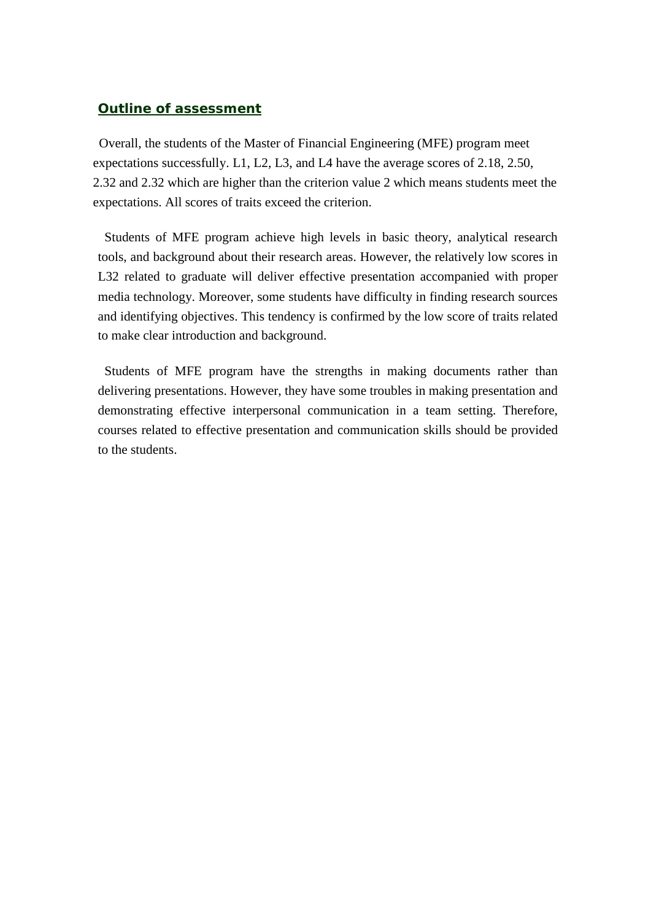## Outline of assessment

Overall, the students of the Master of Financial Engineering (MFE) program meet expectations successfully. L1, L2, L3, and L4 have the average scores of 2.18, 2.50, 2.32 and 2.32 which are higher than the criterion value 2 which means students meet the expectations. All scores of traits exceed the criterion.

Students of MFE program achieve high levels in basic theory, analytical research tools, and background about their research areas. However, the relatively low scores in L32 related to graduate will deliver effective presentation accompanied with proper media technology. Moreover, some students have difficulty in finding research sources and identifying objectives. This tendency is confirmed by the low score of traits related to make clear introduction and background.

Students of MFE program have the strengths in making documents rather than delivering presentations. However, they have some troubles in making presentation and demonstrating effective interpersonal communication in a team setting. Therefore, courses related to effective presentation and communication skills should be provided to the students.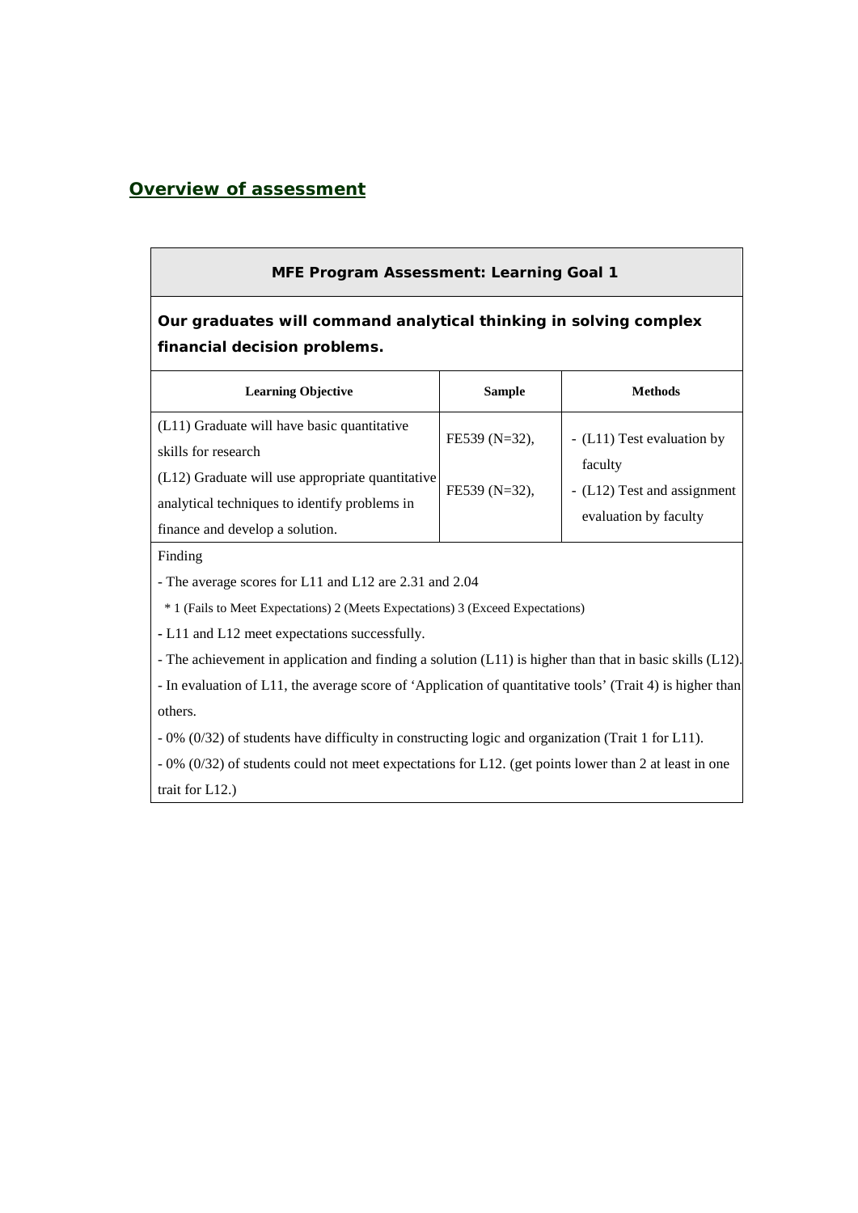## Overview of assessment

| MFE Program Assessment: Learning Goal 1 | | |
|---|---|---|
| **Our graduates will command analytical thinking in solving complex financial decision problems.** | | |
| **Learning Objective** | **Sample** | **Methods** |
| (L11) Graduate will have basic quantitative skills for research<br>(L12) Graduate will use appropriate quantitative analytical techniques to identify problems in finance and develop a solution. | FE539 (N=32),<br>FE539 (N=32), | - (L11) Test evaluation by faculty<br>- (L12) Test and assignment evaluation by faculty |
| Finding<br>- The average scores for L11 and L12 are 2.31 and 2.04<br>* 1 (Fails to Meet Expectations) 2 (Meets Expectations) 3 (Exceed Expectations)<br>- L11 and L12 meet expectations successfully.<br>- The achievement in application and finding a solution (L11) is higher than that in basic skills (L12).<br>- In evaluation of L11, the average score of 'Application of quantitative tools' (Trait 4) is higher than others.<br>- 0% (0/32) of students have difficulty in constructing logic and organization (Trait 1 for L11).<br>- 0% (0/32) of students could not meet expectations for L12. (get points lower than 2 at least in one trait for L12.) | | |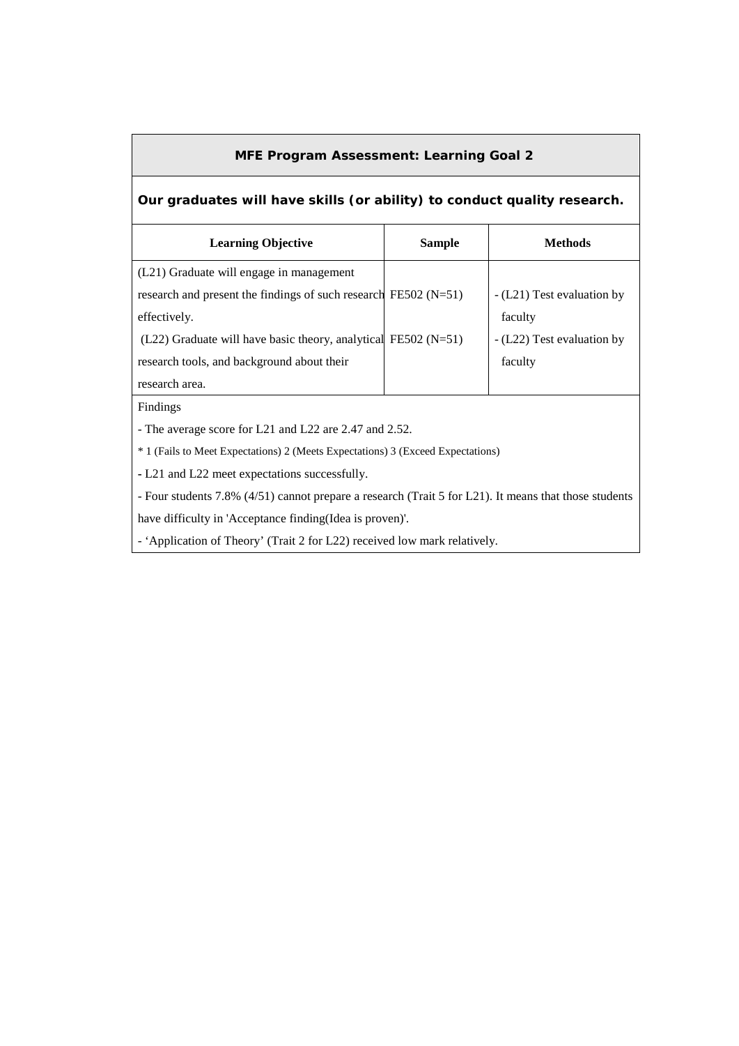## MFE Program Assessment: Learning Goal 2

**Our graduates will have skills (or ability) to conduct quality research.**

| Learning Objective | Sample | Methods |
|---|---|---|
| (L21) Graduate will engage in management research and present the findings of such research effectively. | FE502 (N=51) | - (L21) Test evaluation by faculty |
| (L22) Graduate will have basic theory, analytical research tools, and background about their research area. | FE502 (N=51) | - (L22) Test evaluation by faculty |

Findings

- The average score for L21 and L22 are 2.47 and 2.52.

* 1 (Fails to Meet Expectations) 2 (Meets Expectations) 3 (Exceed Expectations)

- L21 and L22 meet expectations successfully.
- Four students 7.8% (4/51) cannot prepare a research (Trait 5 for L21). It means that those students have difficulty in 'Acceptance finding(Idea is proven)'.
- 'Application of Theory' (Trait 2 for L22) received low mark relatively.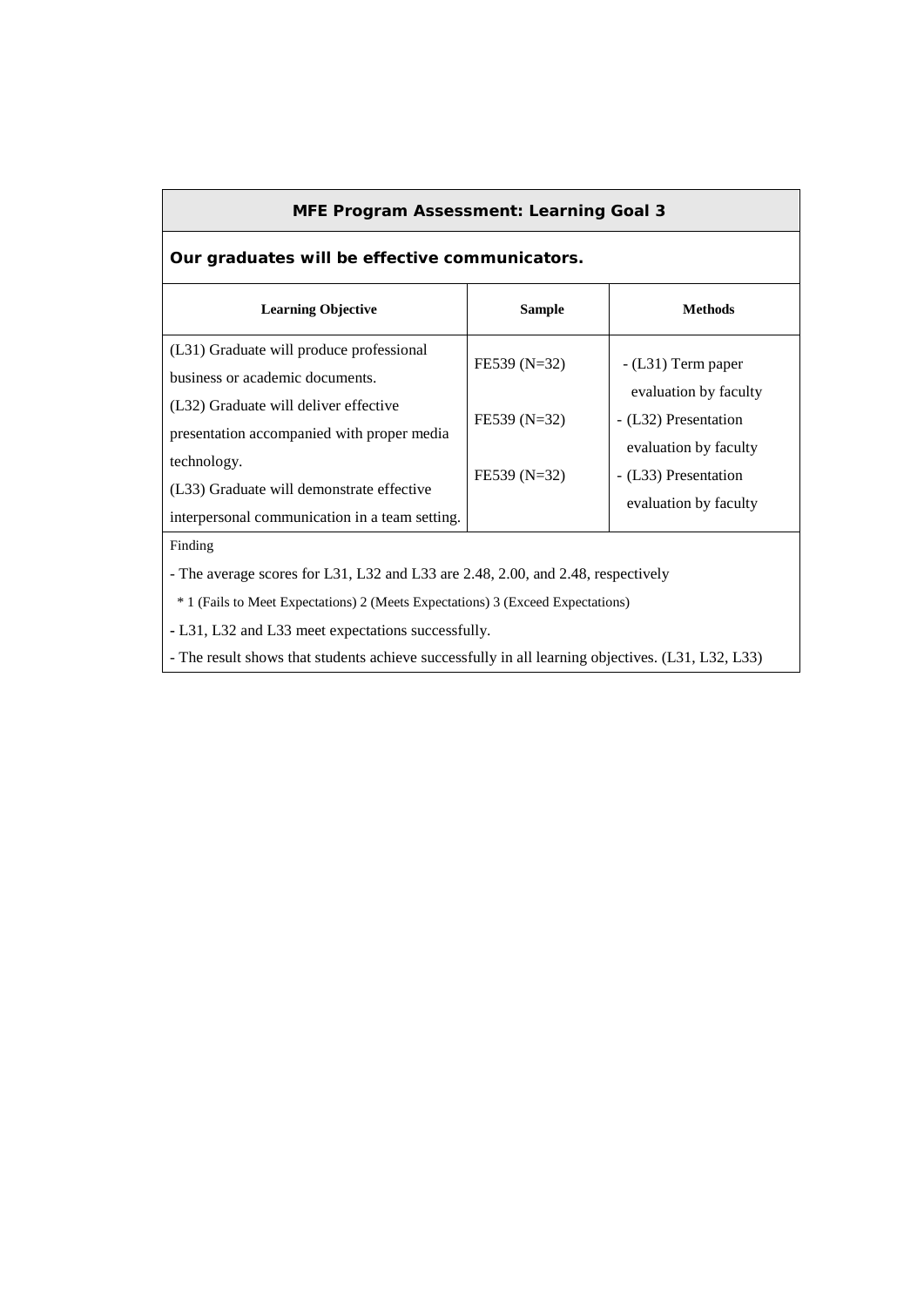| **MFE Program Assessment: Learning Goal 3** | | |
|---|---|---|
| **Our graduates will be effective communicators.** | | |
| **Learning Objective** | **Sample** | **Methods** |
| (L31) Graduate will produce professional business or academic documents. | FE539 (N=32) | - (L31) Term paper evaluation by faculty |
| (L32) Graduate will deliver effective presentation accompanied with proper media technology. | FE539 (N=32) | - (L32) Presentation evaluation by faculty |
| (L33) Graduate will demonstrate effective interpersonal communication in a team setting. | FE539 (N=32) | - (L33) Presentation evaluation by faculty |

Finding

- The average scores for L31, L32 and L33 are 2.48, 2.00, and 2.48, respectively

  \* 1 (Fails to Meet Expectations) 2 (Meets Expectations) 3 (Exceed Expectations)

- L31, L32 and L33 meet expectations successfully.
- The result shows that students achieve successfully in all learning objectives. (L31, L32, L33)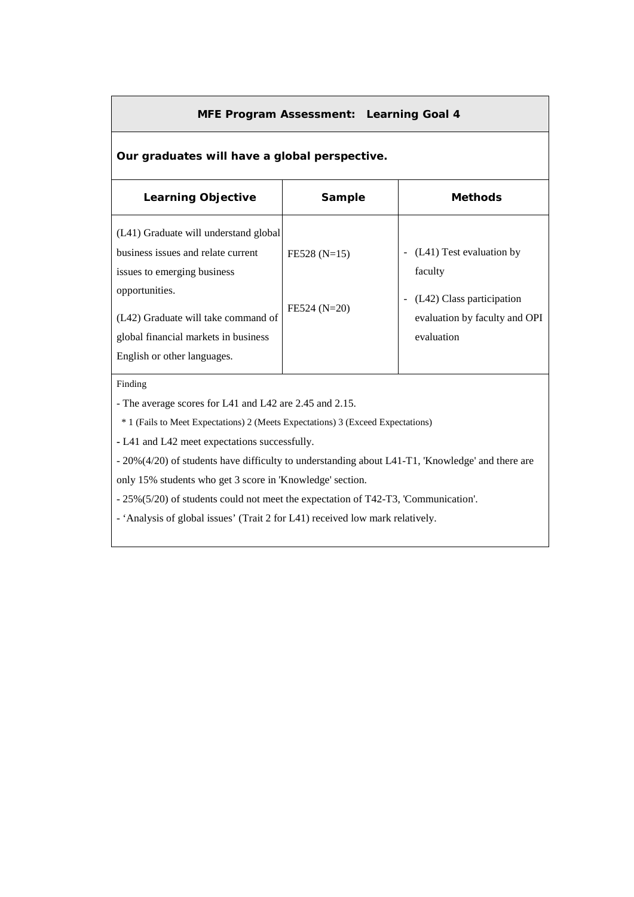## MFE Program Assessment: Learning Goal 4

**Our graduates will have a global perspective.**

| Learning Objective | Sample | Methods |
|---|---|---|
| (L41) Graduate will understand global business issues and relate current issues to emerging business opportunities.<br><br>(L42) Graduate will take command of global financial markets in business English or other languages. | FE528 (N=15)<br><br>FE524 (N=20) | - (L41) Test evaluation by faculty<br><br>- (L42) Class participation evaluation by faculty and OPI evaluation |

Finding

- The average scores for L41 and L42 are 2.45 and 2.15.

  * 1 (Fails to Meet Expectations) 2 (Meets Expectations) 3 (Exceed Expectations)

- L41 and L42 meet expectations successfully.
- 20%(4/20) of students have difficulty to understanding about L41-T1, 'Knowledge' and there are only 15% students who get 3 score in 'Knowledge' section.
- 25%(5/20) of students could not meet the expectation of T42-T3, 'Communication'.
- 'Analysis of global issues' (Trait 2 for L41) received low mark relatively.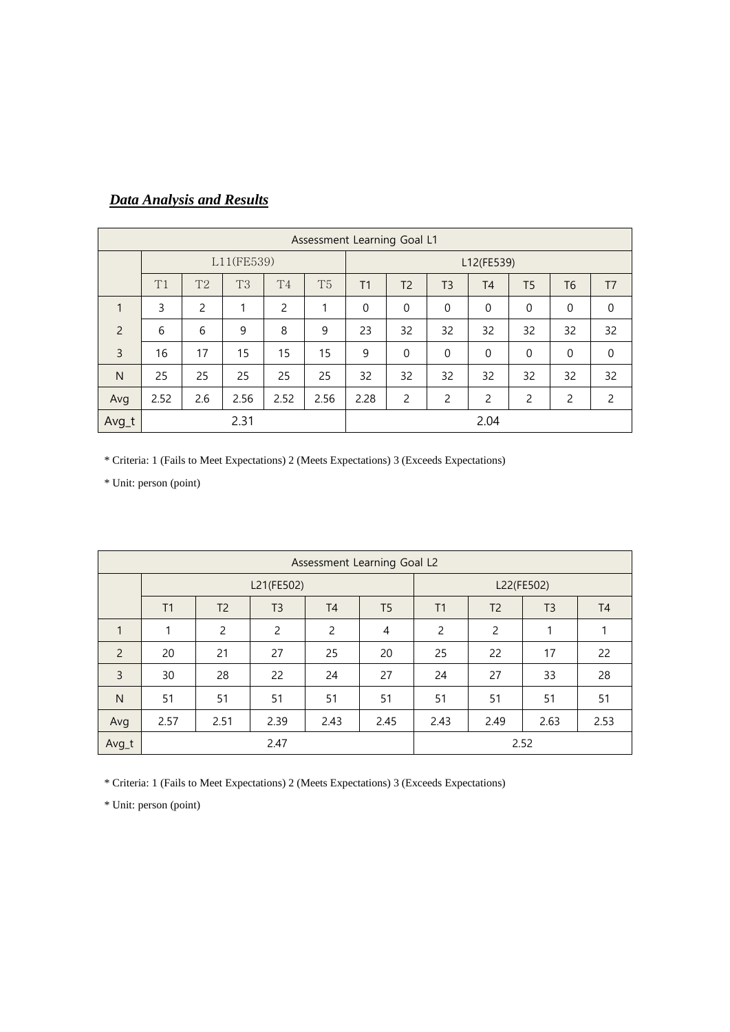***Data Analysis and Results***

| Assessment Learning Goal L1 | | | | | | | | | | | | |
|---|---|---|---|---|---|---|---|---|---|---|---|---|
| | L11(FE539) | | | | | L12(FE539) | | | | | | |
| | T1 | T2 | T3 | T4 | T5 | T1 | T2 | T3 | T4 | T5 | T6 | T7 |
| 1 | 3 | 2 | 1 | 2 | 1 | 0 | 0 | 0 | 0 | 0 | 0 | 0 |
| 2 | 6 | 6 | 9 | 8 | 9 | 23 | 32 | 32 | 32 | 32 | 32 | 32 |
| 3 | 16 | 17 | 15 | 15 | 15 | 9 | 0 | 0 | 0 | 0 | 0 | 0 |
| N | 25 | 25 | 25 | 25 | 25 | 32 | 32 | 32 | 32 | 32 | 32 | 32 |
| Avg | 2.52 | 2.6 | 2.56 | 2.52 | 2.56 | 2.28 | 2 | 2 | 2 | 2 | 2 | 2 |
| Avg_t | 2.31 | | | | | 2.04 | | | | | | |

* Criteria: 1 (Fails to Meet Expectations) 2 (Meets Expectations) 3 (Exceeds Expectations)

* Unit: person (point)

| Assessment Learning Goal L2 | | | | | | | | | |
|---|---|---|---|---|---|---|---|---|---|
| | L21(FE502) | | | | | L22(FE502) | | | |
| | T1 | T2 | T3 | T4 | T5 | T1 | T2 | T3 | T4 |
| 1 | 1 | 2 | 2 | 2 | 4 | 2 | 2 | 1 | 1 |
| 2 | 20 | 21 | 27 | 25 | 20 | 25 | 22 | 17 | 22 |
| 3 | 30 | 28 | 22 | 24 | 27 | 24 | 27 | 33 | 28 |
| N | 51 | 51 | 51 | 51 | 51 | 51 | 51 | 51 | 51 |
| Avg | 2.57 | 2.51 | 2.39 | 2.43 | 2.45 | 2.43 | 2.49 | 2.63 | 2.53 |
| Avg_t | 2.47 | | | | | 2.52 | | | |

* Criteria: 1 (Fails to Meet Expectations) 2 (Meets Expectations) 3 (Exceeds Expectations)

* Unit: person (point)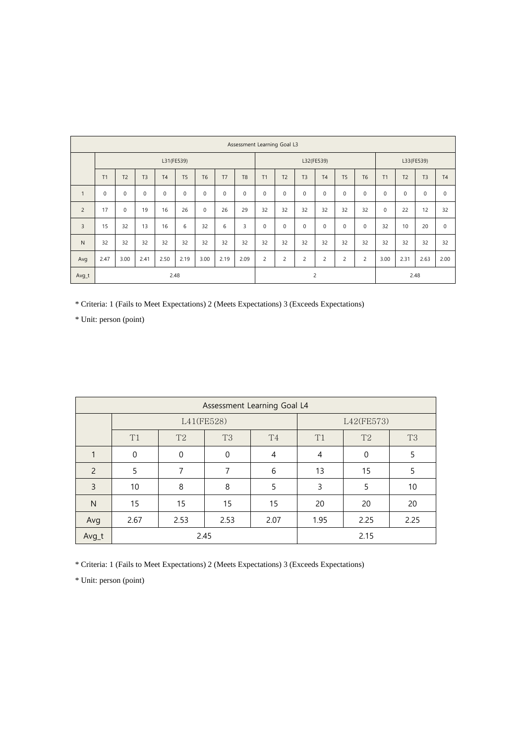| Assessment Learning Goal L3 | | | | | | | | | | | | | | | | | | | |
|---|---|---|---|---|---|---|---|---|---|---|---|---|---|---|---|---|---|---|---|
| | L31(FE539) | | | | | | | | L32(FE539) | | | | | | L33(FE539) | | | |
| | T1 | T2 | T3 | T4 | T5 | T6 | T7 | T8 | T1 | T2 | T3 | T4 | T5 | T6 | T1 | T2 | T3 | T4 |
| 1 | 0 | 0 | 0 | 0 | 0 | 0 | 0 | 0 | 0 | 0 | 0 | 0 | 0 | 0 | 0 | 0 | 0 | 0 |
| 2 | 17 | 0 | 19 | 16 | 26 | 0 | 26 | 29 | 32 | 32 | 32 | 32 | 32 | 32 | 0 | 22 | 12 | 32 |
| 3 | 15 | 32 | 13 | 16 | 6 | 32 | 6 | 3 | 0 | 0 | 0 | 0 | 0 | 0 | 32 | 10 | 20 | 0 |
| N | 32 | 32 | 32 | 32 | 32 | 32 | 32 | 32 | 32 | 32 | 32 | 32 | 32 | 32 | 32 | 32 | 32 | 32 |
| Avg | 2.47 | 3.00 | 2.41 | 2.50 | 2.19 | 3.00 | 2.19 | 2.09 | 2 | 2 | 2 | 2 | 2 | 2 | 3.00 | 2.31 | 2.63 | 2.00 |
| Avg_t | 2.48 | | | | | | | | 2 | | | | | | 2.48 | | | |

* Criteria: 1 (Fails to Meet Expectations) 2 (Meets Expectations) 3 (Exceeds Expectations)

* Unit: person (point)

| Assessment Learning Goal L4 | | | | | | | |
|---|---|---|---|---|---|---|---|
| | L41(FE528) | | | | L42(FE573) | | |
| | T1 | T2 | T3 | T4 | T1 | T2 | T3 |
| 1 | 0 | 0 | 0 | 4 | 4 | 0 | 5 |
| 2 | 5 | 7 | 7 | 6 | 13 | 15 | 5 |
| 3 | 10 | 8 | 8 | 5 | 3 | 5 | 10 |
| N | 15 | 15 | 15 | 15 | 20 | 20 | 20 |
| Avg | 2.67 | 2.53 | 2.53 | 2.07 | 1.95 | 2.25 | 2.25 |
| Avg_t | 2.45 | | | | 2.15 | | |

* Criteria: 1 (Fails to Meet Expectations) 2 (Meets Expectations) 3 (Exceeds Expectations)

* Unit: person (point)